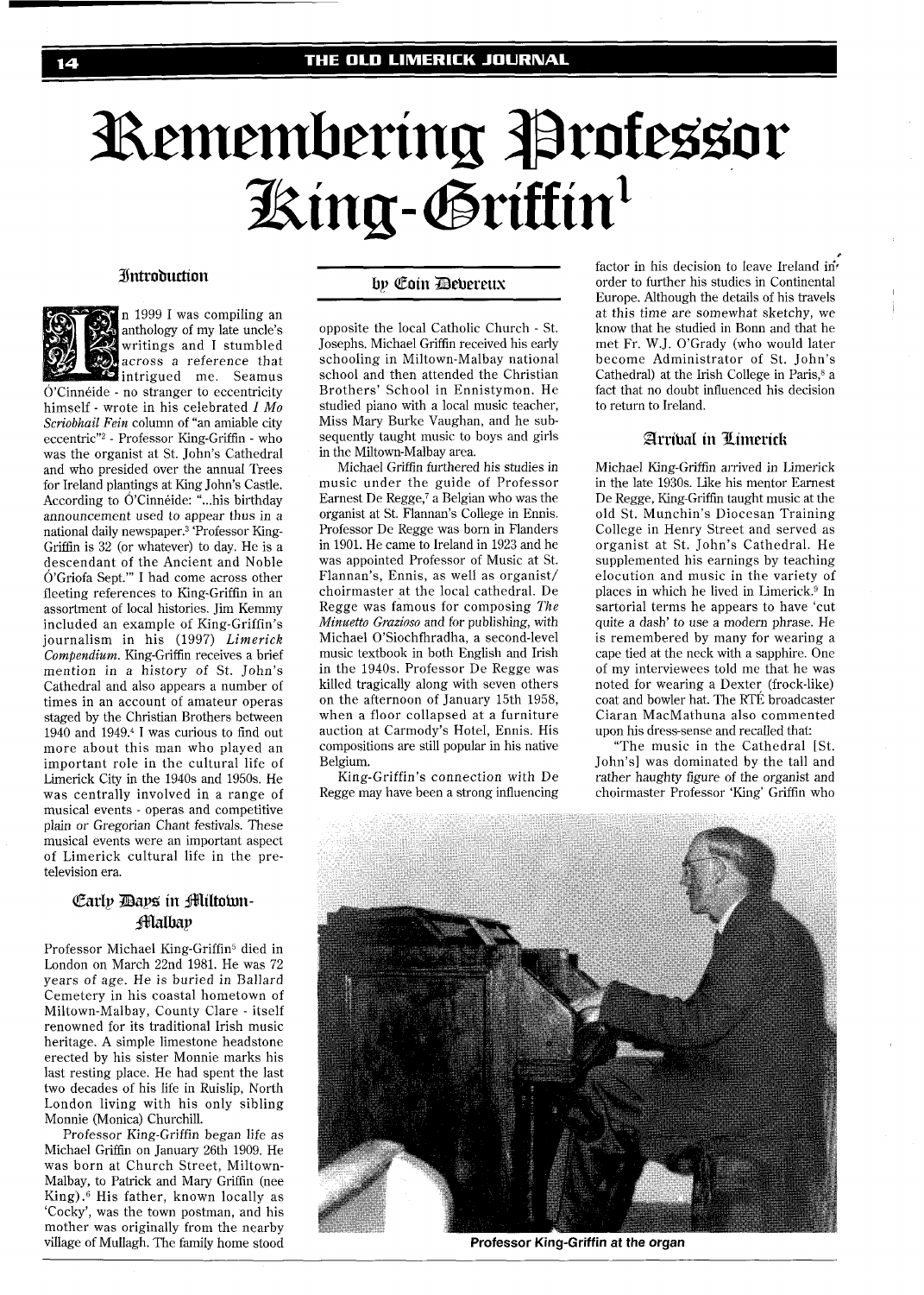# Remembering Professor King-Griffin[1]

by Eoin Devereux

## Introduction

In 1999 I was compiling an anthology of my late uncle's writings and I stumbled across a reference that intrigued me. Seamus Ó'Cinnéide - no stranger to eccentricity himself - wrote in his celebrated *I Mo Scriobhail Fein* column of "an amiable city eccentric"[2] - Professor King-Griffin - who was the organist at St. John's Cathedral and who presided over the annual Trees for Ireland plantings at King John's Castle. According to Ó'Cinnéide: "...his birthday announcement used to appear thus in a national daily newspaper.[3] 'Professor King-Griffin is 32 (or whatever) to day. He is a descendant of the Ancient and Noble Ó'Griofa Sept.'" I had come across other fleeting references to King-Griffin in an assortment of local histories. Jim Kemmy included an example of King-Griffin's journalism in his (1997) *Limerick Compendium*. King-Griffin receives a brief mention in a history of St. John's Cathedral and also appears a number of times in an account of amateur operas staged by the Christian Brothers between 1940 and 1949.[4] I was curious to find out more about this man who played an important role in the cultural life of Limerick City in the 1940s and 1950s. He was centrally involved in a range of musical events - operas and competitive plain or Gregorian Chant festivals. These musical events were an important aspect of Limerick cultural life in the pre-television era.

## Early Days in Miltown-Malbay

Professor Michael King-Griffin[5] died in London on March 22nd 1981. He was 72 years of age. He is buried in Ballard Cemetery in his coastal hometown of Miltown-Malbay, County Clare - itself renowned for its traditional Irish music heritage. A simple limestone headstone erected by his sister Monnie marks his last resting place. He had spent the last two decades of his life in Ruislip, North London living with his only sibling Monnie (Monica) Churchill.

Professor King-Griffin began life as Michael Griffin on January 26th 1909. He was born at Church Street, Miltown-Malbay, to Patrick and Mary Griffin (nee King).[6] His father, known locally as 'Cocky', was the town postman, and his mother was originally from the nearby village of Mullagh. The family home stood opposite the local Catholic Church - St. Josephs. Michael Griffin received his early schooling in Miltown-Malbay national school and then attended the Christian Brothers' School in Ennistymon. He studied piano with a local music teacher, Miss Mary Burke Vaughan, and he subsequently taught music to boys and girls in the Miltown-Malbay area.

Michael Griffin furthered his studies in music under the guide of Professor Earnest De Regge,[7] a Belgian who was the organist at St. Flannan's College in Ennis. Professor De Regge was born in Flanders in 1901. He came to Ireland in 1923 and he was appointed Professor of Music at St. Flannan's, Ennis, as well as organist/choirmaster at the local cathedral. De Regge was famous for composing *The Minuetto Grazioso* and for publishing, with Michael O'Siochfhradha, a second-level music textbook in both English and Irish in the 1940s. Professor De Regge was killed tragically along with seven others on the afternoon of January 15th 1958, when a floor collapsed at a furniture auction at Carmody's Hotel, Ennis. His compositions are still popular in his native Belgium.

King-Griffin's connection with De Regge may have been a strong influencing factor in his decision to leave Ireland in order to further his studies in Continental Europe. Although the details of his travels at this time are somewhat sketchy, we know that he studied in Bonn and that he met Fr. W.J. O'Grady (who would later become Administrator of St. John's Cathedral) at the Irish College in Paris,[8] a fact that no doubt influenced his decision to return to Ireland.

## Arrival in Limerick

Michael King-Griffin arrived in Limerick in the late 1930s. Like his mentor Earnest De Regge, King-Griffin taught music at the old St. Munchin's Diocesan Training College in Henry Street and served as organist at St. John's Cathedral. He supplemented his earnings by teaching elocution and music in the variety of places in which he lived in Limerick.[9] In sartorial terms he appears to have 'cut quite a dash' to use a modern phrase. He is remembered by many for wearing a cape tied at the neck with a sapphire. One of my interviewees told me that he was noted for wearing a Dexter (frock-like) coat and bowler hat. The RTÉ broadcaster Ciaran MacMathuna also commented upon his dress-sense and recalled that:

"The music in the Cathedral [St. John's] was dominated by the tall and rather haughty figure of the organist and choirmaster Professor 'King' Griffin who

**Professor King-Griffin at the organ**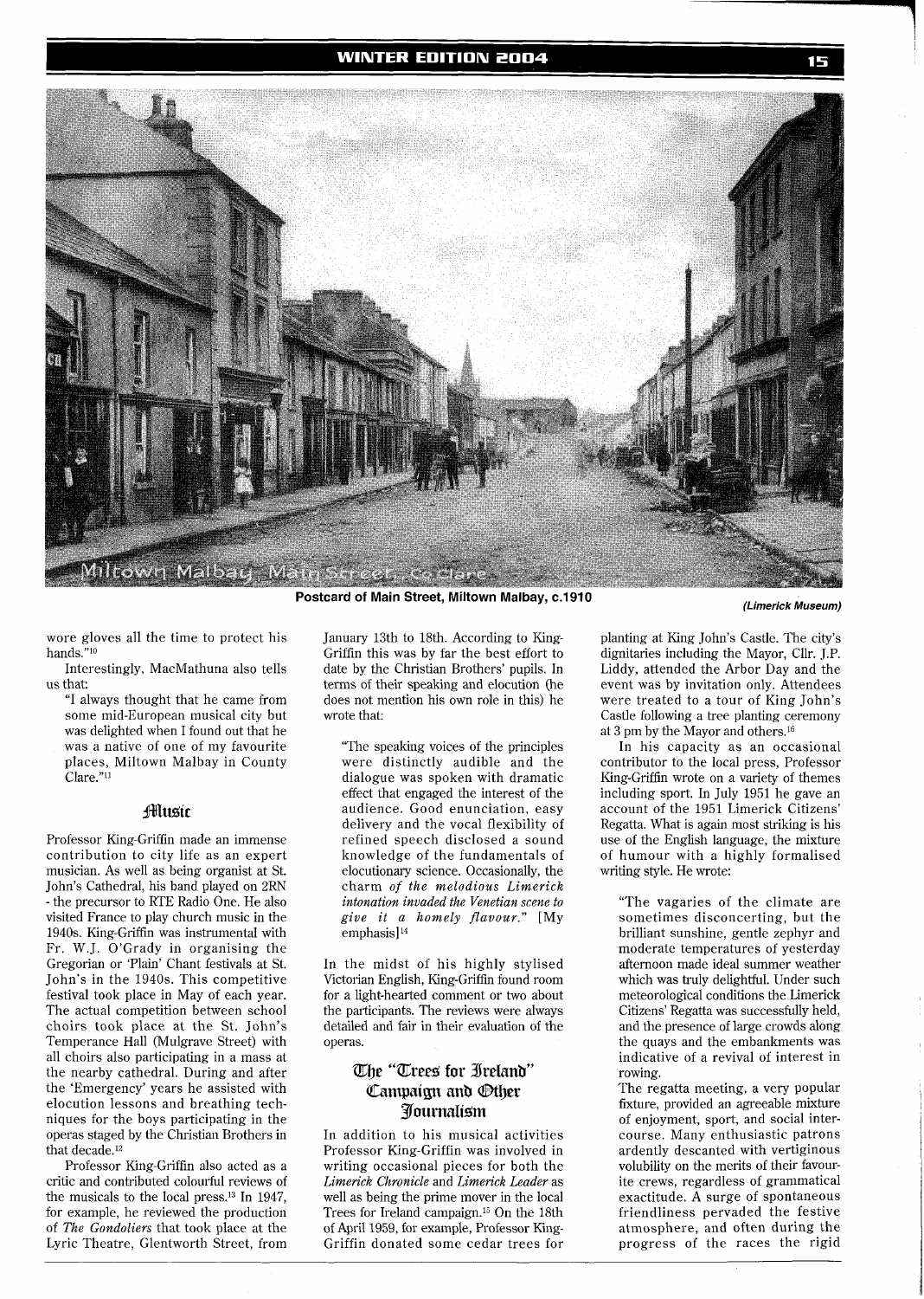Postcard of Main Street, Miltown Malbay, c.1910 *(Limerick Museum)*

wore gloves all the time to protect his hands."[10]

Interestingly, MacMathuna also tells us that:

"I always thought that he came from some mid-European musical city but was delighted when I found out that he was a native of one of my favourite places, Miltown Malbay in County Clare."[11]

## Music

Professor King-Griffin made an immense contribution to city life as an expert musician. As well as being organist at St. John's Cathedral, his band played on 2RN - the precursor to RTE Radio One. He also visited France to play church music in the 1940s. King-Griffin was instrumental with Fr. W.J. O'Grady in organising the Gregorian or 'Plain' Chant festivals at St. John's in the 1940s. This competitive festival took place in May of each year. The actual competition between school choirs took place at the St. John's Temperance Hall (Mulgrave Street) with all choirs also participating in a mass at the nearby cathedral. During and after the 'Emergency' years he assisted with elocution lessons and breathing techniques for the boys participating in the operas staged by the Christian Brothers in that decade.[12]

Professor King-Griffin also acted as a critic and contributed colourful reviews of the musicals to the local press.[13] In 1947, for example, he reviewed the production of *The Gondoliers* that took place at the Lyric Theatre, Glentworth Street, from January 13th to 18th. According to King-Griffin this was by far the best effort to date by the Christian Brothers' pupils. In terms of their speaking and elocution (he does not mention his own role in this) he wrote that:

"The speaking voices of the principles were distinctly audible and the dialogue was spoken with dramatic effect that engaged the interest of the audience. Good enunciation, easy delivery and the vocal flexibility of refined speech disclosed a sound knowledge of the fundamentals of elocutionary science. Occasionally, the charm *of the melodious Limerick intonation invaded the Venetian scene to give it a homely flavour.*" [My emphasis][14]

In the midst of his highly stylised Victorian English, King-Griffin found room for a light-hearted comment or two about the participants. The reviews were always detailed and fair in their evaluation of the operas.

## The "Trees for Ireland" Campaign and Other Journalism

In addition to his musical activities Professor King-Griffin was involved in writing occasional pieces for both the *Limerick Chronicle* and *Limerick Leader* as well as being the prime mover in the local Trees for Ireland campaign.[15] On the 18th of April 1959, for example, Professor King-Griffin donated some cedar trees for planting at King John's Castle. The city's dignitaries including the Mayor, Cllr. J.P. Liddy, attended the Arbor Day and the event was by invitation only. Attendees were treated to a tour of King John's Castle following a tree planting ceremony at 3 pm by the Mayor and others.[16]

In his capacity as an occasional contributor to the local press, Professor King-Griffin wrote on a variety of themes including sport. In July 1951 he gave an account of the 1951 Limerick Citizens' Regatta. What is again most striking is his use of the English language, the mixture of humour with a highly formalised writing style. He wrote:

"The vagaries of the climate are sometimes disconcerting, but the brilliant sunshine, gentle zephyr and moderate temperatures of yesterday afternoon made ideal summer weather which was truly delightful. Under such meteorological conditions the Limerick Citizens' Regatta was successfully held, and the presence of large crowds along the quays and the embankments was indicative of a revival of interest in rowing.

The regatta meeting, a very popular fixture, provided an agreeable mixture of enjoyment, sport, and social intercourse. Many enthusiastic patrons ardently descanted with vertiginous volubility on the merits of their favourite crews, regardless of grammatical exactitude. A surge of spontaneous friendliness pervaded the festive atmosphere, and often during the progress of the races the rigid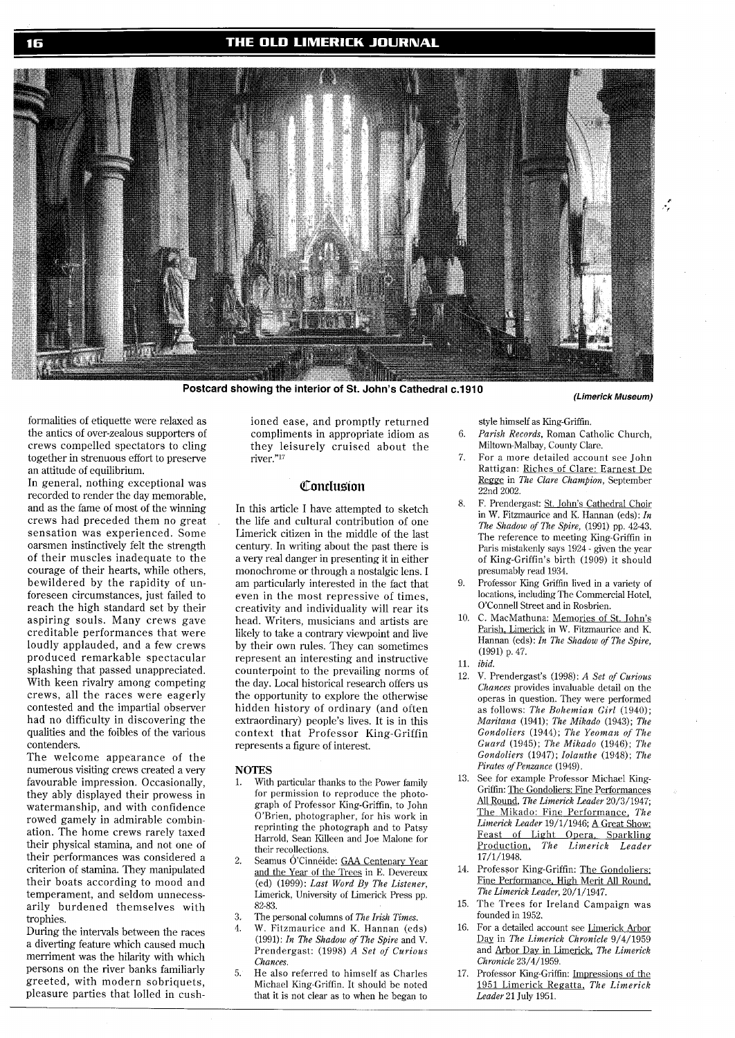Postcard showing the interior of St. John's Cathedral c.1910 *(Limerick Museum)*

formalities of etiquette were relaxed as the antics of over-zealous supporters of crews compelled spectators to cling together in strenuous effort to preserve an attitude of equilibrium.

In general, nothing exceptional was recorded to render the day memorable, and as the fame of most of the winning crews had preceded them no great sensation was experienced. Some oarsmen instinctively felt the strength of their muscles inadequate to the courage of their hearts, while others, bewildered by the rapidity of unforeseen circumstances, just failed to reach the high standard set by their aspiring souls. Many crews gave creditable performances that were loudly applauded, and a few crews produced remarkable spectacular splashing that passed unappreciated. With keen rivalry among competing crews, all the races were eagerly contested and the impartial observer had no difficulty in discovering the qualities and the foibles of the various contenders.

The welcome appearance of the numerous visiting crews created a very favourable impression. Occasionally, they ably displayed their prowess in watermanship, and with confidence rowed gamely in admirable combination. The home crews rarely taxed their physical stamina, and not one of their performances was considered a criterion of stamina. They manipulated their boats according to mood and temperament, and seldom unnecessarily burdened themselves with trophies.

During the intervals between the races a diverting feature which caused much merriment was the hilarity with which persons on the river banks familiarly greeted, with modern sobriquets, pleasure parties that lolled in cushioned ease, and promptly returned compliments in appropriate idiom as they leisurely cruised about the river."[17]

## Conclusion

In this article I have attempted to sketch the life and cultural contribution of one Limerick citizen in the middle of the last century. In writing about the past there is a very real danger in presenting it in either monochrome or through a nostalgic lens. I am particularly interested in the fact that even in the most repressive of times, creativity and individuality will rear its head. Writers, musicians and artists are likely to take a contrary viewpoint and live by their own rules. They can sometimes represent an interesting and instructive counterpoint to the prevailing norms of the day. Local historical research offers us the opportunity to explore the otherwise hidden history of ordinary (and often extraordinary) people's lives. It is in this context that Professor King-Griffin represents a figure of interest.

### NOTES

1. With particular thanks to the Power family for permission to reproduce the photograph of Professor King-Griffin, to John O'Brien, photographer, for his work in reprinting the photograph and to Patsy Harrold, Sean Killeen and Joe Malone for their recollections.
2. Seamus Ó'Cinnéide: GAA Centenary Year and the Year of the Trees in E. Devereux (ed) (1999): *Last Word By The Listener*, Limerick, University of Limerick Press pp. 82-83.
3. The personal columns of *The Irish Times*.
4. W. Fitzmaurice and K. Hannan (eds) (1991): *In The Shadow of The Spire* and V. Prendergast: (1998) *A Set of Curious Chances*.
5. He also referred to himself as Charles Michael King-Griffin. It should be noted that it is not clear as to when he began to style himself as King-Griffin.
6. *Parish Records*, Roman Catholic Church, Miltown-Malbay, County Clare.
7. For a more detailed account see John Rattigan: Riches of Clare: Earnest De Regge in *The Clare Champion*, September 22nd 2002.
8. F. Prendergast: St. John's Cathedral Choir in W. Fitzmaurice and K. Hannan (eds): *In The Shadow of The Spire*, (1991) pp. 42-43. The reference to meeting King-Griffin in Paris mistakenly says 1924 - given the year of King-Griffin's birth (1909) it should presumably read 1934.
9. Professor King Griffin lived in a variety of locations, including The Commercial Hotel, O'Connell Street and in Rosbrien.
10. C. MacMathuna: Memories of St. John's Parish, Limerick in W. Fitzmaurice and K. Hannan (eds): *In The Shadow of The Spire*, (1991) p. 47.
11. *ibid.*
12. V. Prendergast's (1998): *A Set of Curious Chances* provides invaluable detail on the operas in question. They were performed as follows: *The Bohemian Girl* (1940); *Maritana* (1941); *The Mikado* (1943); *The Gondoliers* (1944); *The Yeoman of The Guard* (1945); *The Mikado* (1946); *The Gondoliers* (1947); *Iolanthe* (1948); *The Pirates of Penzance* (1949).
13. See for example Professor Michael King-Griffin: The Gondoliers: Fine Performances All Round, *The Limerick Leader* 20/3/1947; The Mikado: Fine Performance, *The Limerick Leader* 19/1/1946; A Great Show: Feast of Light Opera, Sparkling Production, *The Limerick Leader* 17/1/1948.
14. Professor King-Griffin: The Gondoliers: Fine Performance, High Merit All Round, *The Limerick Leader*, 20/1/1947.
15. The Trees for Ireland Campaign was founded in 1952.
16. For a detailed account see Limerick Arbor Day in *The Limerick Chronicle* 9/4/1959 and Arbor Day in Limerick, *The Limerick Chronicle* 23/4/1959.
17. Professor King-Griffin: Impressions of the 1951 Limerick Regatta, *The Limerick Leader* 21 July 1951.